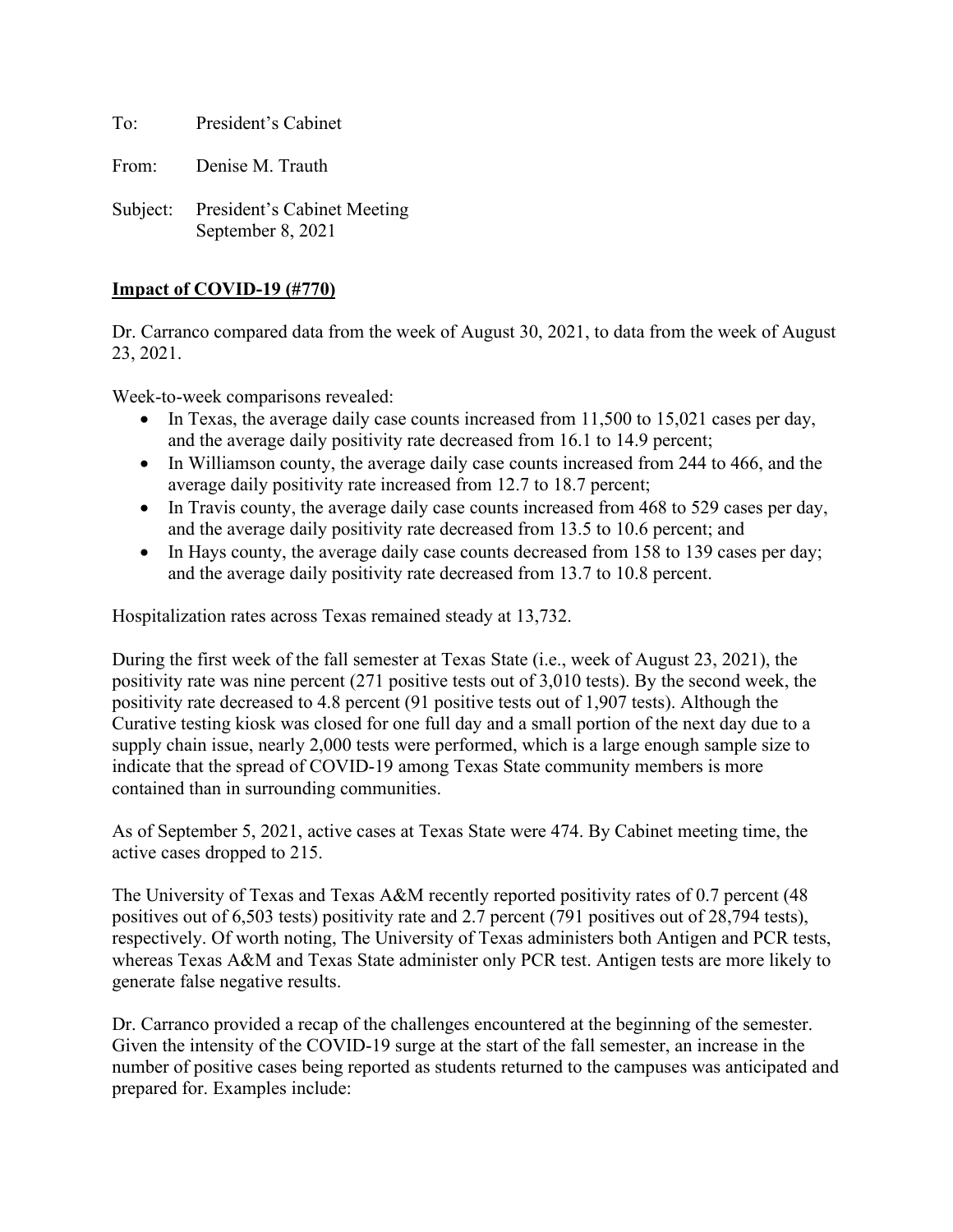To: President's Cabinet

From: Denise M. Trauth

Subject: President's Cabinet Meeting September 8, 2021

**Impact of COVID-19 (#770)**

Dr. Carranco compared data from the week of August 30, 2021, to data from the week of August 23, 2021.

Week-to-week comparisons revealed:

- In Texas, the average daily case counts increased from 11,500 to 15,021 cases per day, and the average daily positivity rate decreased from 16.1 to 14.9 percent;
- In Williamson county, the average daily case counts increased from 244 to 466, and the average daily positivity rate increased from 12.7 to 18.7 percent;
- In Travis county, the average daily case counts increased from 468 to 529 cases per day, and the average daily positivity rate decreased from 13.5 to 10.6 percent; and
- In Hays county, the average daily case counts decreased from 158 to 139 cases per day; and the average daily positivity rate decreased from 13.7 to 10.8 percent.

Hospitalization rates across Texas remained steady at 13,732.

During the first week of the fall semester at Texas State (i.e., week of August 23, 2021), the positivity rate was nine percent (271 positive tests out of 3,010 tests). By the second week, the positivity rate decreased to 4.8 percent (91 positive tests out of 1,907 tests). Although the Curative testing kiosk was closed for one full day and a small portion of the next day due to a supply chain issue, nearly 2,000 tests were performed, which is a large enough sample size to indicate that the spread of COVID-19 among Texas State community members is more contained than in surrounding communities.

As of September 5, 2021, active cases at Texas State were 474. By Cabinet meeting time, the active cases dropped to 215.

The University of Texas and Texas A&M recently reported positivity rates of 0.7 percent (48 positives out of 6,503 tests) positivity rate and 2.7 percent (791 positives out of 28,794 tests), respectively. Of worth noting, The University of Texas administers both Antigen and PCR tests, whereas Texas A&M and Texas State administer only PCR test. Antigen tests are more likely to generate false negative results.

Dr. Carranco provided a recap of the challenges encountered at the beginning of the semester. Given the intensity of the COVID-19 surge at the start of the fall semester, an increase in the number of positive cases being reported as students returned to the campuses was anticipated and prepared for. Examples include: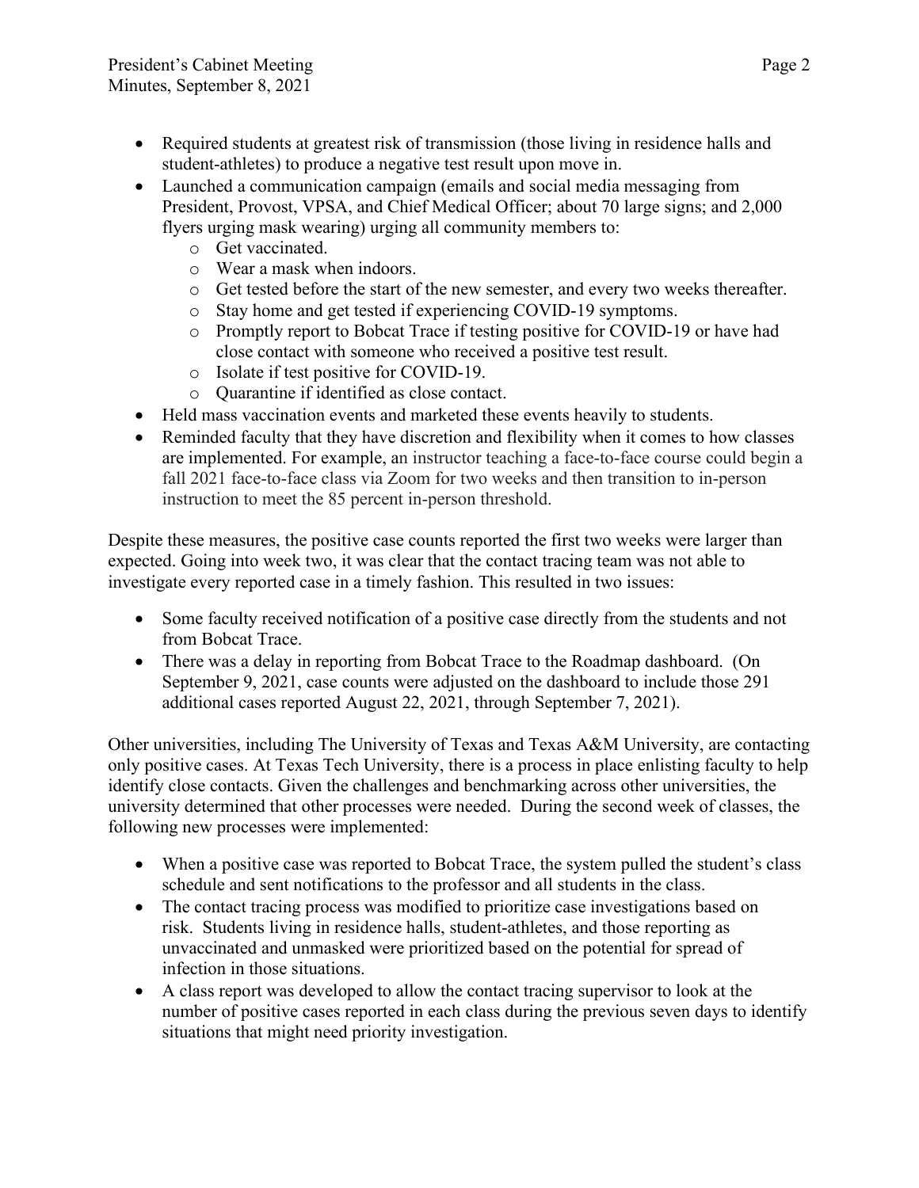- Required students at greatest risk of transmission (those living in residence halls and student-athletes) to produce a negative test result upon move in.
- Launched a communication campaign (emails and social media messaging from President, Provost, VPSA, and Chief Medical Officer; about 70 large signs; and 2,000 flyers urging mask wearing) urging all community members to:
  - Get vaccinated.
  - Wear a mask when indoors.
  - Get tested before the start of the new semester, and every two weeks thereafter.
  - Stay home and get tested if experiencing COVID-19 symptoms.
  - Promptly report to Bobcat Trace if testing positive for COVID-19 or have had close contact with someone who received a positive test result.
  - Isolate if test positive for COVID-19.
  - Quarantine if identified as close contact.
- Held mass vaccination events and marketed these events heavily to students.
- Reminded faculty that they have discretion and flexibility when it comes to how classes are implemented. For example, an instructor teaching a face-to-face course could begin a fall 2021 face-to-face class via Zoom for two weeks and then transition to in-person instruction to meet the 85 percent in-person threshold.

Despite these measures, the positive case counts reported the first two weeks were larger than expected. Going into week two, it was clear that the contact tracing team was not able to investigate every reported case in a timely fashion. This resulted in two issues:

- Some faculty received notification of a positive case directly from the students and not from Bobcat Trace.
- There was a delay in reporting from Bobcat Trace to the Roadmap dashboard. (On September 9, 2021, case counts were adjusted on the dashboard to include those 291 additional cases reported August 22, 2021, through September 7, 2021).

Other universities, including The University of Texas and Texas A&M University, are contacting only positive cases. At Texas Tech University, there is a process in place enlisting faculty to help identify close contacts. Given the challenges and benchmarking across other universities, the university determined that other processes were needed. During the second week of classes, the following new processes were implemented:

- When a positive case was reported to Bobcat Trace, the system pulled the student's class schedule and sent notifications to the professor and all students in the class.
- The contact tracing process was modified to prioritize case investigations based on risk. Students living in residence halls, student-athletes, and those reporting as unvaccinated and unmasked were prioritized based on the potential for spread of infection in those situations.
- A class report was developed to allow the contact tracing supervisor to look at the number of positive cases reported in each class during the previous seven days to identify situations that might need priority investigation.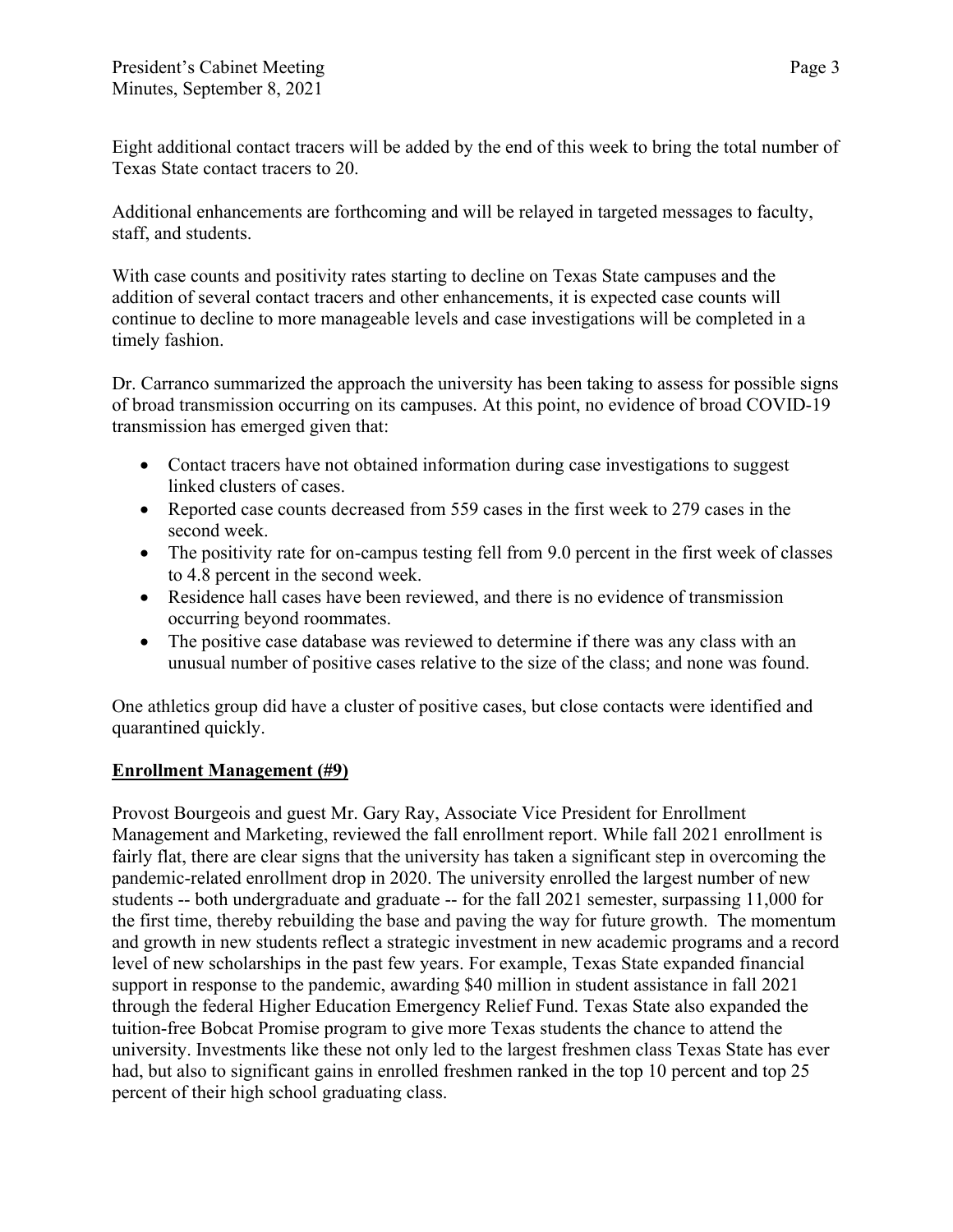Eight additional contact tracers will be added by the end of this week to bring the total number of Texas State contact tracers to 20.

Additional enhancements are forthcoming and will be relayed in targeted messages to faculty, staff, and students.

With case counts and positivity rates starting to decline on Texas State campuses and the addition of several contact tracers and other enhancements, it is expected case counts will continue to decline to more manageable levels and case investigations will be completed in a timely fashion.

Dr. Carranco summarized the approach the university has been taking to assess for possible signs of broad transmission occurring on its campuses. At this point, no evidence of broad COVID-19 transmission has emerged given that:

- Contact tracers have not obtained information during case investigations to suggest linked clusters of cases.
- Reported case counts decreased from 559 cases in the first week to 279 cases in the second week.
- The positivity rate for on-campus testing fell from 9.0 percent in the first week of classes to 4.8 percent in the second week.
- Residence hall cases have been reviewed, and there is no evidence of transmission occurring beyond roommates.
- The positive case database was reviewed to determine if there was any class with an unusual number of positive cases relative to the size of the class; and none was found.

One athletics group did have a cluster of positive cases, but close contacts were identified and quarantined quickly.

## Enrollment Management (#9)

Provost Bourgeois and guest Mr. Gary Ray, Associate Vice President for Enrollment Management and Marketing, reviewed the fall enrollment report. While fall 2021 enrollment is fairly flat, there are clear signs that the university has taken a significant step in overcoming the pandemic-related enrollment drop in 2020. The university enrolled the largest number of new students -- both undergraduate and graduate -- for the fall 2021 semester, surpassing 11,000 for the first time, thereby rebuilding the base and paving the way for future growth. The momentum and growth in new students reflect a strategic investment in new academic programs and a record level of new scholarships in the past few years. For example, Texas State expanded financial support in response to the pandemic, awarding $40 million in student assistance in fall 2021 through the federal Higher Education Emergency Relief Fund. Texas State also expanded the tuition-free Bobcat Promise program to give more Texas students the chance to attend the university. Investments like these not only led to the largest freshmen class Texas State has ever had, but also to significant gains in enrolled freshmen ranked in the top 10 percent and top 25 percent of their high school graduating class.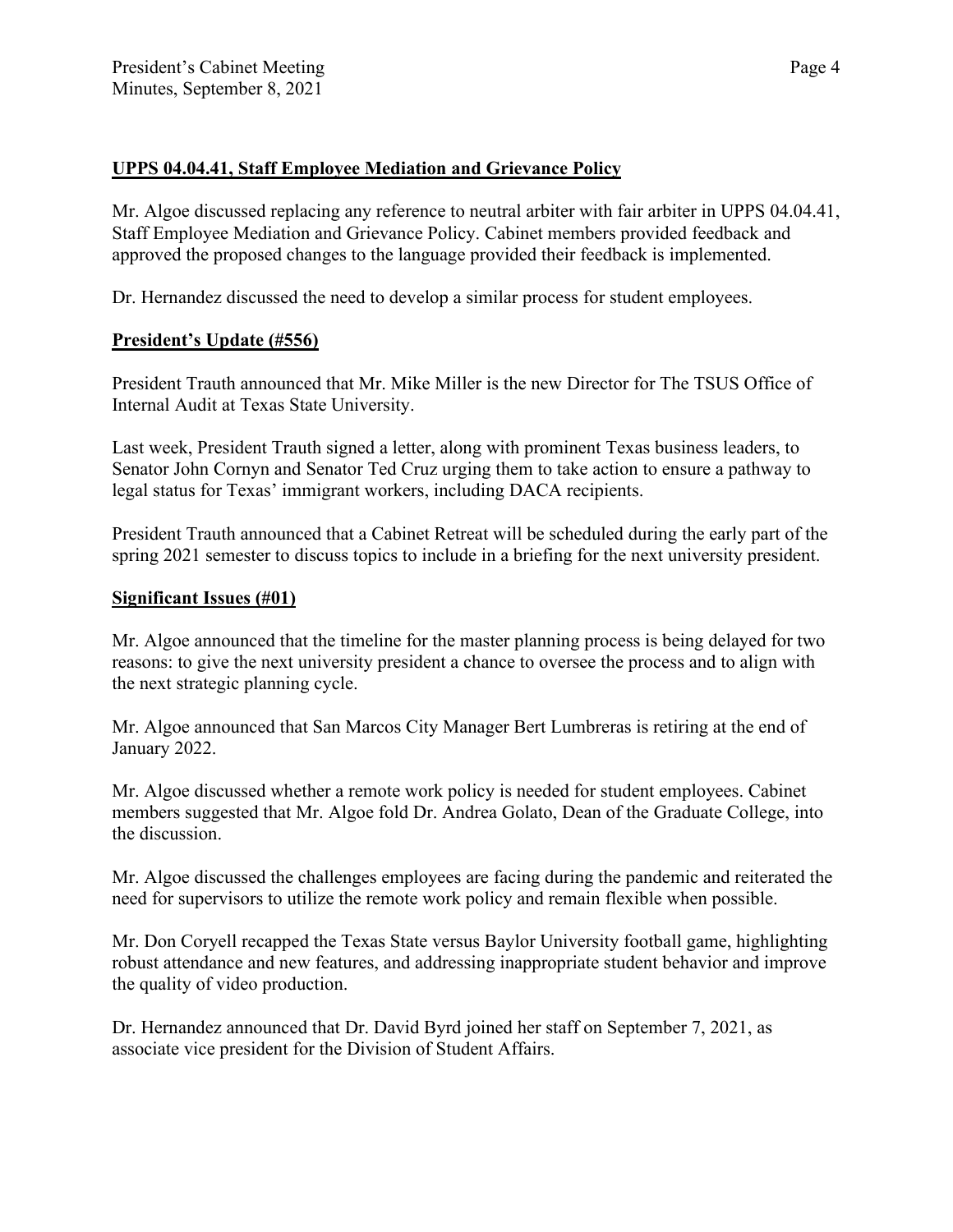**UPPS 04.04.41, Staff Employee Mediation and Grievance Policy**

Mr. Algoe discussed replacing any reference to neutral arbiter with fair arbiter in UPPS 04.04.41, Staff Employee Mediation and Grievance Policy. Cabinet members provided feedback and approved the proposed changes to the language provided their feedback is implemented.

Dr. Hernandez discussed the need to develop a similar process for student employees.

**President's Update (#556)**

President Trauth announced that Mr. Mike Miller is the new Director for The TSUS Office of Internal Audit at Texas State University.

Last week, President Trauth signed a letter, along with prominent Texas business leaders, to Senator John Cornyn and Senator Ted Cruz urging them to take action to ensure a pathway to legal status for Texas' immigrant workers, including DACA recipients.

President Trauth announced that a Cabinet Retreat will be scheduled during the early part of the spring 2021 semester to discuss topics to include in a briefing for the next university president.

**Significant Issues (#01)**

Mr. Algoe announced that the timeline for the master planning process is being delayed for two reasons: to give the next university president a chance to oversee the process and to align with the next strategic planning cycle.

Mr. Algoe announced that San Marcos City Manager Bert Lumbreras is retiring at the end of January 2022.

Mr. Algoe discussed whether a remote work policy is needed for student employees. Cabinet members suggested that Mr. Algoe fold Dr. Andrea Golato, Dean of the Graduate College, into the discussion.

Mr. Algoe discussed the challenges employees are facing during the pandemic and reiterated the need for supervisors to utilize the remote work policy and remain flexible when possible.

Mr. Don Coryell recapped the Texas State versus Baylor University football game, highlighting robust attendance and new features, and addressing inappropriate student behavior and improve the quality of video production.

Dr. Hernandez announced that Dr. David Byrd joined her staff on September 7, 2021, as associate vice president for the Division of Student Affairs.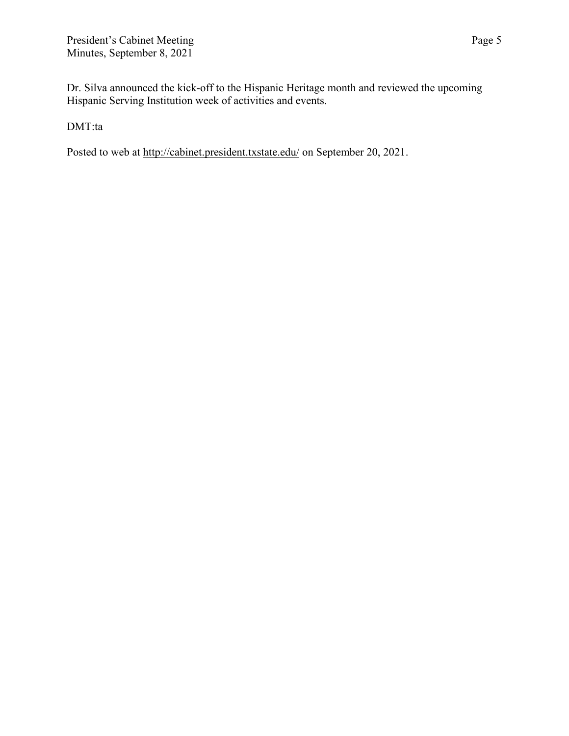Dr. Silva announced the kick-off to the Hispanic Heritage month and reviewed the upcoming Hispanic Serving Institution week of activities and events.

DMT:ta

Posted to web at http://cabinet.president.txstate.edu/ on September 20, 2021.